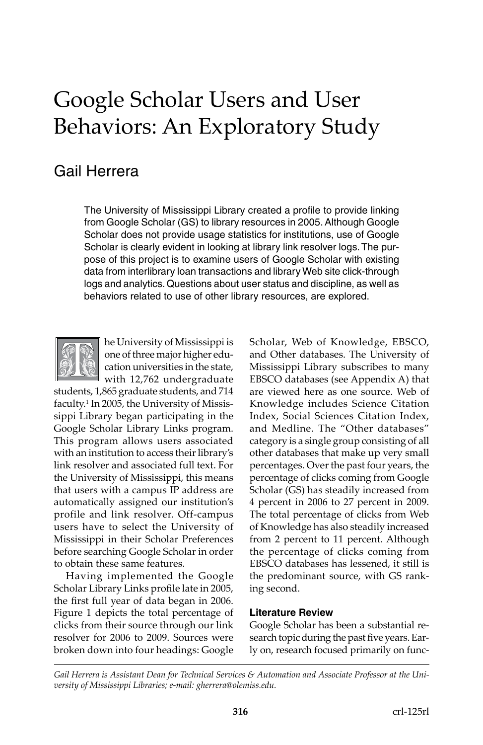# Google Scholar Users and User Behaviors: An Exploratory Study

## Gail Herrera

The University of Mississippi Library created a profile to provide linking from Google Scholar (GS) to library resources in 2005. Although Google Scholar does not provide usage statistics for institutions, use of Google Scholar is clearly evident in looking at library link resolver logs. The purpose of this project is to examine users of Google Scholar with existing data from interlibrary loan transactions and library Web site click-through logs and analytics. Questions about user status and discipline, as well as behaviors related to use of other library resources, are explored.

The University of Mississippi is one of three major higher education universities in the state, with 12,762 undergraduate students, 1,865 graduate students, and 714 faculty.[1] In 2005, the University of Mississippi Library began participating in the Google Scholar Library Links program. This program allows users associated with an institution to access their library's link resolver and associated full text. For the University of Mississippi, this means that users with a campus IP address are automatically assigned our institution's profile and link resolver. Off-campus users have to select the University of Mississippi in their Scholar Preferences before searching Google Scholar in order to obtain these same features.

Having implemented the Google Scholar Library Links profile late in 2005, the first full year of data began in 2006. Figure 1 depicts the total percentage of clicks from their source through our link resolver for 2006 to 2009. Sources were broken down into four headings: Google Scholar, Web of Knowledge, EBSCO, and Other databases. The University of Mississippi Library subscribes to many EBSCO databases (see Appendix A) that are viewed here as one source. Web of Knowledge includes Science Citation Index, Social Sciences Citation Index, and Medline. The "Other databases" category is a single group consisting of all other databases that make up very small percentages. Over the past four years, the percentage of clicks coming from Google Scholar (GS) has steadily increased from 4 percent in 2006 to 27 percent in 2009. The total percentage of clicks from Web of Knowledge has also steadily increased from 2 percent to 11 percent. Although the percentage of clicks coming from EBSCO databases has lessened, it still is the predominant source, with GS ranking second.

### Literature Review

Google Scholar has been a substantial research topic during the past five years. Early on, research focused primarily on func-

*Gail Herrera is Assistant Dean for Technical Services & Automation and Associate Professor at the University of Mississippi Libraries; e-mail: gherrera@olemiss.edu.*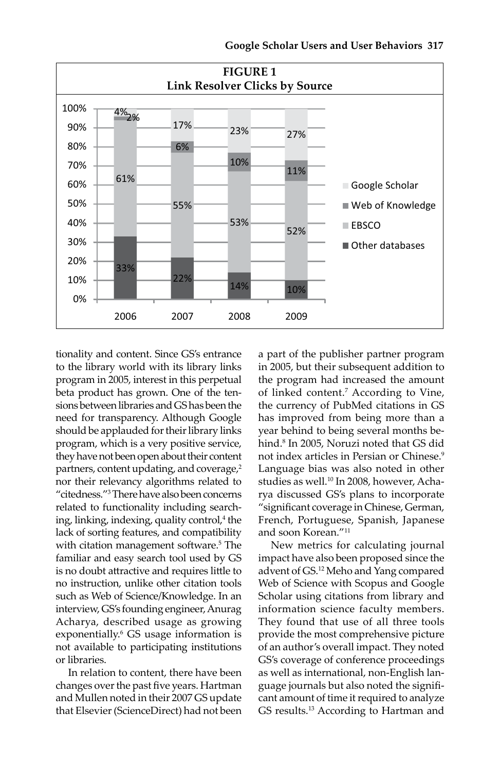**FIGURE 1**
**Link Resolver Clicks by Source**

| Source | 2006 | 2007 | 2008 | 2009 |
|---|---|---|---|---|
| Google Scholar | 4% | 17% | 23% | 27% |
| Web of Knowledge | 2% | 6% | 10% | 11% |
| EBSCO | 61% | 55% | 53% | 52% |
| Other databases | 33% | 22% | 14% | 10% |

tionality and content. Since GS's entrance to the library world with its library links program in 2005, interest in this perpetual beta product has grown. One of the tensions between libraries and GS has been the need for transparency. Although Google should be applauded for their library links program, which is a very positive service, they have not been open about their content partners, content updating, and coverage,[2] nor their relevancy algorithms related to "citedness."[3] There have also been concerns related to functionality including searching, linking, indexing, quality control,[4] the lack of sorting features, and compatibility with citation management software.[5] The familiar and easy search tool used by GS is no doubt attractive and requires little to no instruction, unlike other citation tools such as Web of Science/Knowledge. In an interview, GS's founding engineer, Anurag Acharya, described usage as growing exponentially.[6] GS usage information is not available to participating institutions or libraries.

In relation to content, there have been changes over the past five years. Hartman and Mullen noted in their 2007 GS update that Elsevier (ScienceDirect) had not been a part of the publisher partner program in 2005, but their subsequent addition to the program had increased the amount of linked content.[7] According to Vine, the currency of PubMed citations in GS has improved from being more than a year behind to being several months behind.[8] In 2005, Noruzi noted that GS did not index articles in Persian or Chinese.[9] Language bias was also noted in other studies as well.[10] In 2008, however, Acharya discussed GS's plans to incorporate "significant coverage in Chinese, German, French, Portuguese, Spanish, Japanese and soon Korean."[11]

New metrics for calculating journal impact have also been proposed since the advent of GS.[12] Meho and Yang compared Web of Science with Scopus and Google Scholar using citations from library and information science faculty members. They found that use of all three tools provide the most comprehensive picture of an author's overall impact. They noted GS's coverage of conference proceedings as well as international, non-English language journals but also noted the significant amount of time it required to analyze GS results.[13] According to Hartman and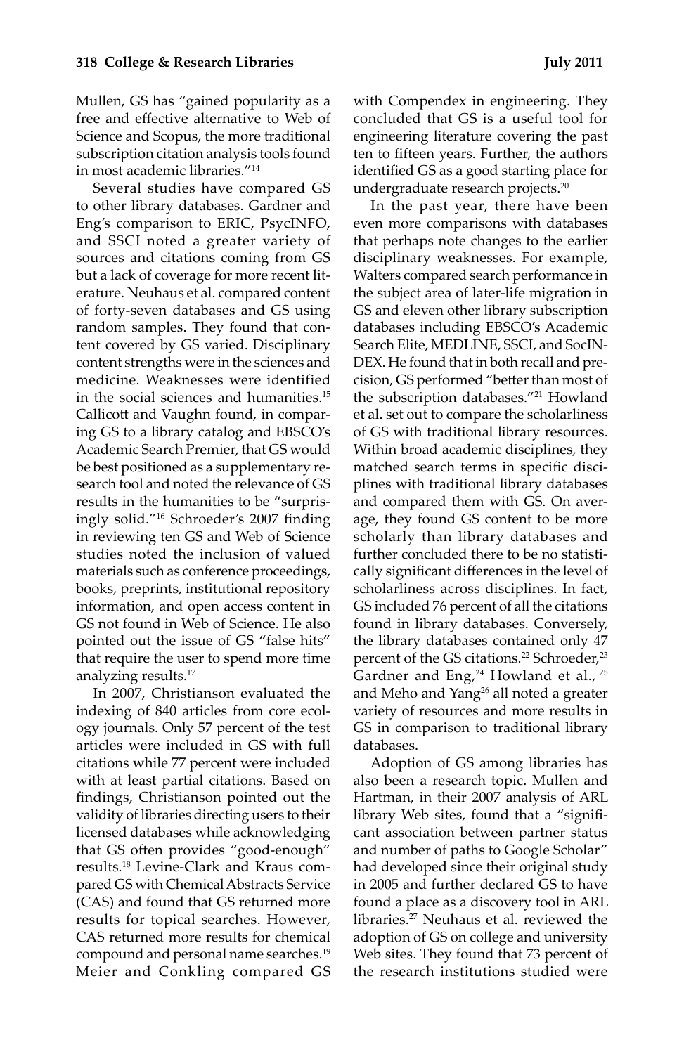Mullen, GS has "gained popularity as a free and effective alternative to Web of Science and Scopus, the more traditional subscription citation analysis tools found in most academic libraries."[14]

Several studies have compared GS to other library databases. Gardner and Eng's comparison to ERIC, PsycINFO, and SSCI noted a greater variety of sources and citations coming from GS but a lack of coverage for more recent literature. Neuhaus et al. compared content of forty-seven databases and GS using random samples. They found that content covered by GS varied. Disciplinary content strengths were in the sciences and medicine. Weaknesses were identified in the social sciences and humanities.[15] Callicott and Vaughn found, in comparing GS to a library catalog and EBSCO's Academic Search Premier, that GS would be best positioned as a supplementary research tool and noted the relevance of GS results in the humanities to be "surprisingly solid."[16] Schroeder's 2007 finding in reviewing ten GS and Web of Science studies noted the inclusion of valued materials such as conference proceedings, books, preprints, institutional repository information, and open access content in GS not found in Web of Science. He also pointed out the issue of GS "false hits" that require the user to spend more time analyzing results.[17]

In 2007, Christianson evaluated the indexing of 840 articles from core ecology journals. Only 57 percent of the test articles were included in GS with full citations while 77 percent were included with at least partial citations. Based on findings, Christianson pointed out the validity of libraries directing users to their licensed databases while acknowledging that GS often provides "good-enough" results.[18] Levine-Clark and Kraus compared GS with Chemical Abstracts Service (CAS) and found that GS returned more results for topical searches. However, CAS returned more results for chemical compound and personal name searches.[19] Meier and Conkling compared GS with Compendex in engineering. They concluded that GS is a useful tool for engineering literature covering the past ten to fifteen years. Further, the authors identified GS as a good starting place for undergraduate research projects.[20]

In the past year, there have been even more comparisons with databases that perhaps note changes to the earlier disciplinary weaknesses. For example, Walters compared search performance in the subject area of later-life migration in GS and eleven other library subscription databases including EBSCO's Academic Search Elite, MEDLINE, SSCI, and SocINDEX. He found that in both recall and precision, GS performed "better than most of the subscription databases."[21] Howland et al. set out to compare the scholarliness of GS with traditional library resources. Within broad academic disciplines, they matched search terms in specific disciplines with traditional library databases and compared them with GS. On average, they found GS content to be more scholarly than library databases and further concluded there to be no statistically significant differences in the level of scholarliness across disciplines. In fact, GS included 76 percent of all the citations found in library databases. Conversely, the library databases contained only 47 percent of the GS citations.[22] Schroeder,[23] Gardner and Eng,[24] Howland et al.,[25] and Meho and Yang[26] all noted a greater variety of resources and more results in GS in comparison to traditional library databases.

Adoption of GS among libraries has also been a research topic. Mullen and Hartman, in their 2007 analysis of ARL library Web sites, found that a "significant association between partner status and number of paths to Google Scholar" had developed since their original study in 2005 and further declared GS to have found a place as a discovery tool in ARL libraries.[27] Neuhaus et al. reviewed the adoption of GS on college and university Web sites. They found that 73 percent of the research institutions studied were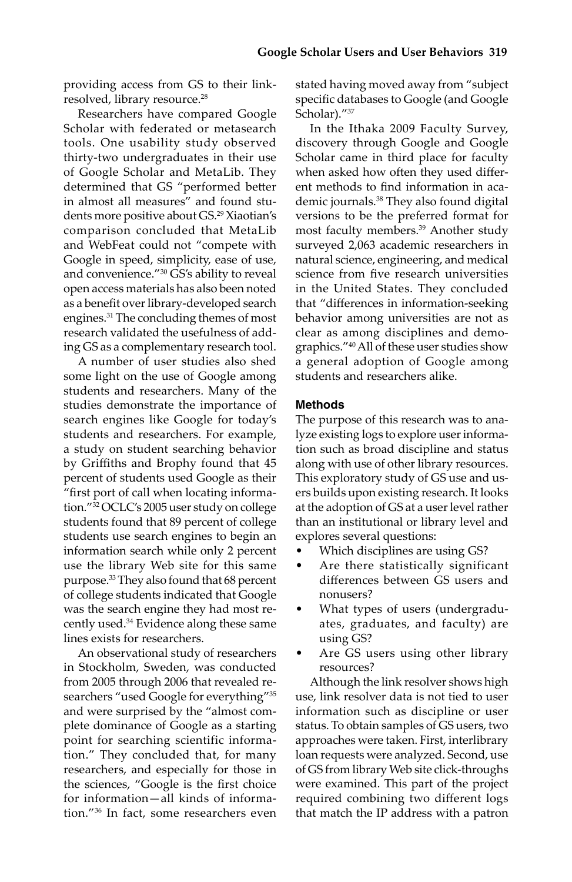providing access from GS to their link-resolved, library resource.[28]

Researchers have compared Google Scholar with federated or metasearch tools. One usability study observed thirty-two undergraduates in their use of Google Scholar and MetaLib. They determined that GS "performed better in almost all measures" and found students more positive about GS.[29] Xiaotian's comparison concluded that MetaLib and WebFeat could not "compete with Google in speed, simplicity, ease of use, and convenience."[30] GS's ability to reveal open access materials has also been noted as a benefit over library-developed search engines.[31] The concluding themes of most research validated the usefulness of adding GS as a complementary research tool.

A number of user studies also shed some light on the use of Google among students and researchers. Many of the studies demonstrate the importance of search engines like Google for today's students and researchers. For example, a study on student searching behavior by Griffiths and Brophy found that 45 percent of students used Google as their "first port of call when locating information."[32] OCLC's 2005 user study on college students found that 89 percent of college students use search engines to begin an information search while only 2 percent use the library Web site for this same purpose.[33] They also found that 68 percent of college students indicated that Google was the search engine they had most recently used.[34] Evidence along these same lines exists for researchers.

An observational study of researchers in Stockholm, Sweden, was conducted from 2005 through 2006 that revealed researchers "used Google for everything"[35] and were surprised by the "almost complete dominance of Google as a starting point for searching scientific information." They concluded that, for many researchers, and especially for those in the sciences, "Google is the first choice for information—all kinds of information."[36] In fact, some researchers even stated having moved away from "subject specific databases to Google (and Google Scholar)."[37]

In the Ithaka 2009 Faculty Survey, discovery through Google and Google Scholar came in third place for faculty when asked how often they used different methods to find information in academic journals.[38] They also found digital versions to be the preferred format for most faculty members.[39] Another study surveyed 2,063 academic researchers in natural science, engineering, and medical science from five research universities in the United States. They concluded that "differences in information-seeking behavior among universities are not as clear as among disciplines and demographics."[40] All of these user studies show a general adoption of Google among students and researchers alike.

## Methods

The purpose of this research was to analyze existing logs to explore user information such as broad discipline and status along with use of other library resources. This exploratory study of GS use and users builds upon existing research. It looks at the adoption of GS at a user level rather than an institutional or library level and explores several questions:

- Which disciplines are using GS?
- Are there statistically significant differences between GS users and nonusers?
- What types of users (undergraduates, graduates, and faculty) are using GS?
- Are GS users using other library resources?

Although the link resolver shows high use, link resolver data is not tied to user information such as discipline or user status. To obtain samples of GS users, two approaches were taken. First, interlibrary loan requests were analyzed. Second, use of GS from library Web site click-throughs were examined. This part of the project required combining two different logs that match the IP address with a patron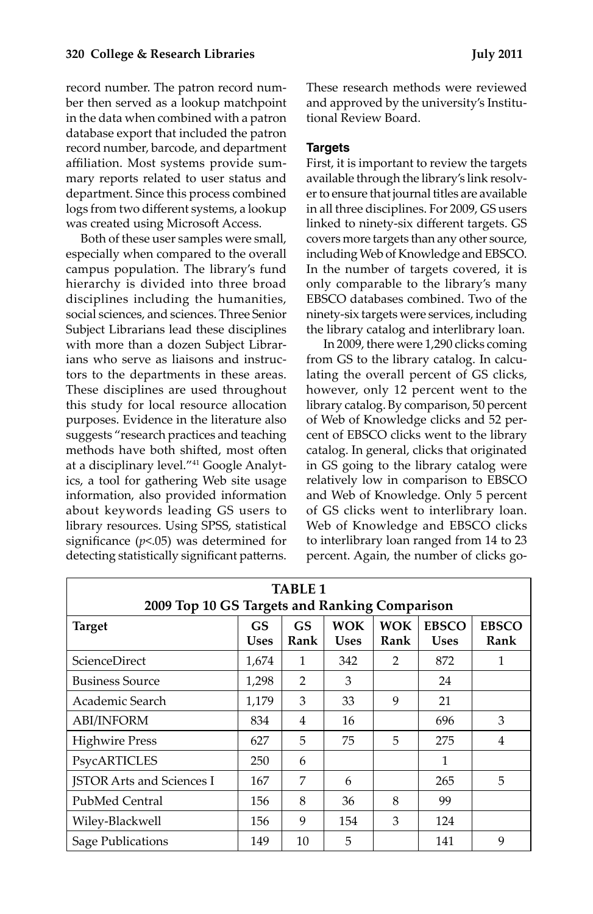record number. The patron record number then served as a lookup matchpoint in the data when combined with a patron database export that included the patron record number, barcode, and department affiliation. Most systems provide summary reports related to user status and department. Since this process combined logs from two different systems, a lookup was created using Microsoft Access.

Both of these user samples were small, especially when compared to the overall campus population. The library's fund hierarchy is divided into three broad disciplines including the humanities, social sciences, and sciences. Three Senior Subject Librarians lead these disciplines with more than a dozen Subject Librarians who serve as liaisons and instructors to the departments in these areas. These disciplines are used throughout this study for local resource allocation purposes. Evidence in the literature also suggests "research practices and teaching methods have both shifted, most often at a disciplinary level."[41] Google Analytics, a tool for gathering Web site usage information, also provided information about keywords leading GS users to library resources. Using SPSS, statistical significance ($p<.05$) was determined for detecting statistically significant patterns. These research methods were reviewed and approved by the university's Institutional Review Board.

### Targets

First, it is important to review the targets available through the library's link resolver to ensure that journal titles are available in all three disciplines. For 2009, GS users linked to ninety-six different targets. GS covers more targets than any other source, including Web of Knowledge and EBSCO. In the number of targets covered, it is only comparable to the library's many EBSCO databases combined. Two of the ninety-six targets were services, including the library catalog and interlibrary loan.

In 2009, there were 1,290 clicks coming from GS to the library catalog. In calculating the overall percent of GS clicks, however, only 12 percent went to the library catalog. By comparison, 50 percent of Web of Knowledge clicks and 52 percent of EBSCO clicks went to the library catalog. In general, clicks that originated in GS going to the library catalog were relatively low in comparison to EBSCO and Web of Knowledge. Only 5 percent of GS clicks went to interlibrary loan. Web of Knowledge and EBSCO clicks to interlibrary loan ranged from 14 to 23 percent. Again, the number of clicks go-

**TABLE 1**
**2009 Top 10 GS Targets and Ranking Comparison**

| Target | GS Uses | GS Rank | WOK Uses | WOK Rank | EBSCO Uses | EBSCO Rank |
|---|---|---|---|---|---|---|
| ScienceDirect | 1,674 | 1 | 342 | 2 | 872 | 1 |
| Business Source | 1,298 | 2 | 3 | | 24 | |
| Academic Search | 1,179 | 3 | 33 | 9 | 21 | |
| ABI/INFORM | 834 | 4 | 16 | | 696 | 3 |
| Highwire Press | 627 | 5 | 75 | 5 | 275 | 4 |
| PsycARTICLES | 250 | 6 | | | 1 | |
| JSTOR Arts and Sciences I | 167 | 7 | 6 | | 265 | 5 |
| PubMed Central | 156 | 8 | 36 | 8 | 99 | |
| Wiley-Blackwell | 156 | 9 | 154 | 3 | 124 | |
| Sage Publications | 149 | 10 | 5 | | 141 | 9 |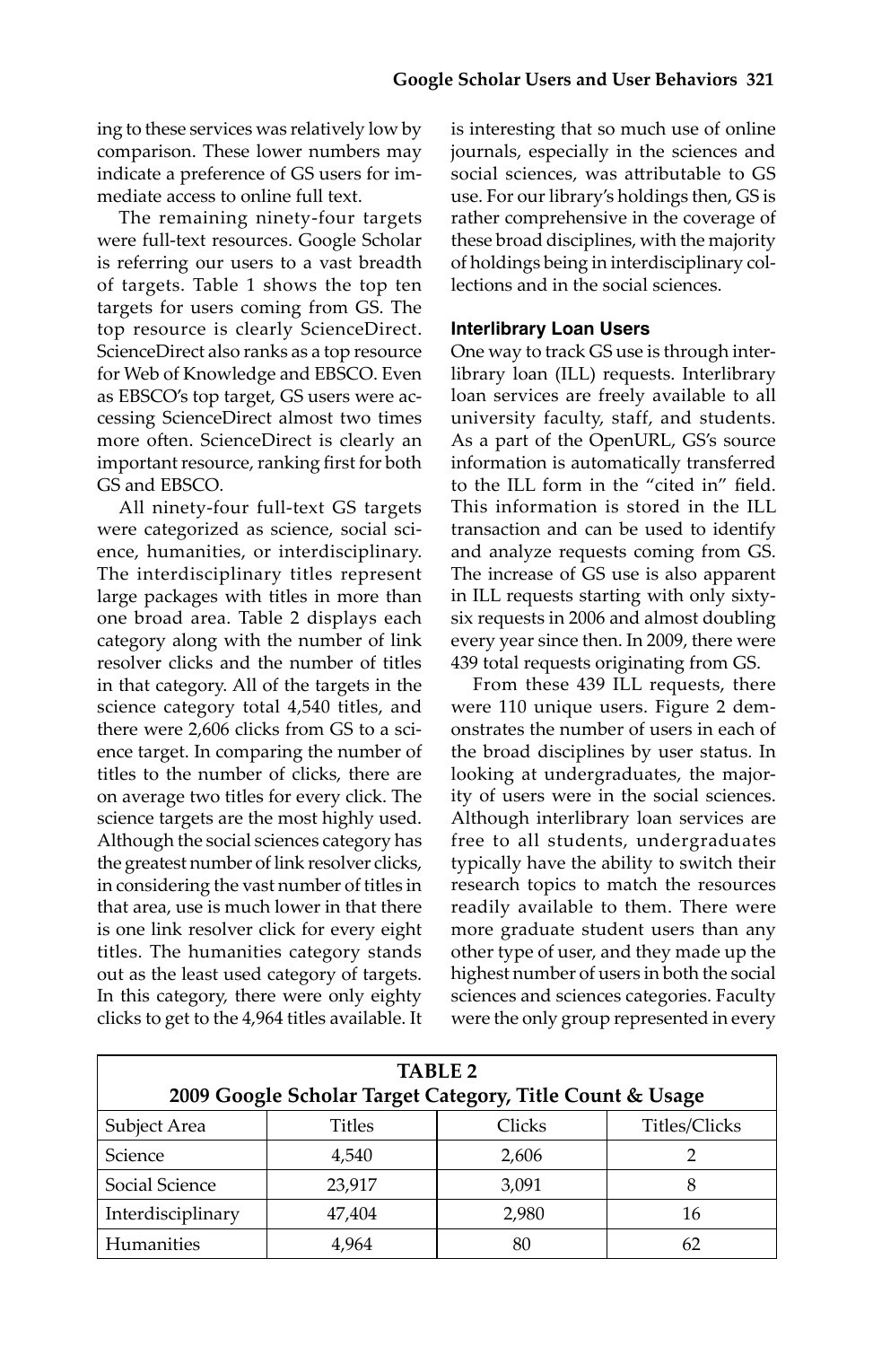ing to these services was relatively low by comparison. These lower numbers may indicate a preference of GS users for immediate access to online full text.

The remaining ninety-four targets were full-text resources. Google Scholar is referring our users to a vast breadth of targets. Table 1 shows the top ten targets for users coming from GS. The top resource is clearly ScienceDirect. ScienceDirect also ranks as a top resource for Web of Knowledge and EBSCO. Even as EBSCO's top target, GS users were accessing ScienceDirect almost two times more often. ScienceDirect is clearly an important resource, ranking first for both GS and EBSCO.

All ninety-four full-text GS targets were categorized as science, social science, humanities, or interdisciplinary. The interdisciplinary titles represent large packages with titles in more than one broad area. Table 2 displays each category along with the number of link resolver clicks and the number of titles in that category. All of the targets in the science category total 4,540 titles, and there were 2,606 clicks from GS to a science target. In comparing the number of titles to the number of clicks, there are on average two titles for every click. The science targets are the most highly used. Although the social sciences category has the greatest number of link resolver clicks, in considering the vast number of titles in that area, use is much lower in that there is one link resolver click for every eight titles. The humanities category stands out as the least used category of targets. In this category, there were only eighty clicks to get to the 4,964 titles available. It is interesting that so much use of online journals, especially in the sciences and social sciences, was attributable to GS use. For our library's holdings then, GS is rather comprehensive in the coverage of these broad disciplines, with the majority of holdings being in interdisciplinary collections and in the social sciences.

### Interlibrary Loan Users

One way to track GS use is through interlibrary loan (ILL) requests. Interlibrary loan services are freely available to all university faculty, staff, and students. As a part of the OpenURL, GS's source information is automatically transferred to the ILL form in the "cited in" field. This information is stored in the ILL transaction and can be used to identify and analyze requests coming from GS. The increase of GS use is also apparent in ILL requests starting with only sixty-six requests in 2006 and almost doubling every year since then. In 2009, there were 439 total requests originating from GS.

From these 439 ILL requests, there were 110 unique users. Figure 2 demonstrates the number of users in each of the broad disciplines by user status. In looking at undergraduates, the majority of users were in the social sciences. Although interlibrary loan services are free to all students, undergraduates typically have the ability to switch their research topics to match the resources readily available to them. There were more graduate student users than any other type of user, and they made up the highest number of users in both the social sciences and sciences categories. Faculty were the only group represented in every

**TABLE 2**
**2009 Google Scholar Target Category, Title Count & Usage**

| Subject Area | Titles | Clicks | Titles/Clicks |
|---|---|---|---|
| Science | 4,540 | 2,606 | 2 |
| Social Science | 23,917 | 3,091 | 8 |
| Interdisciplinary | 47,404 | 2,980 | 16 |
| Humanities | 4,964 | 80 | 62 |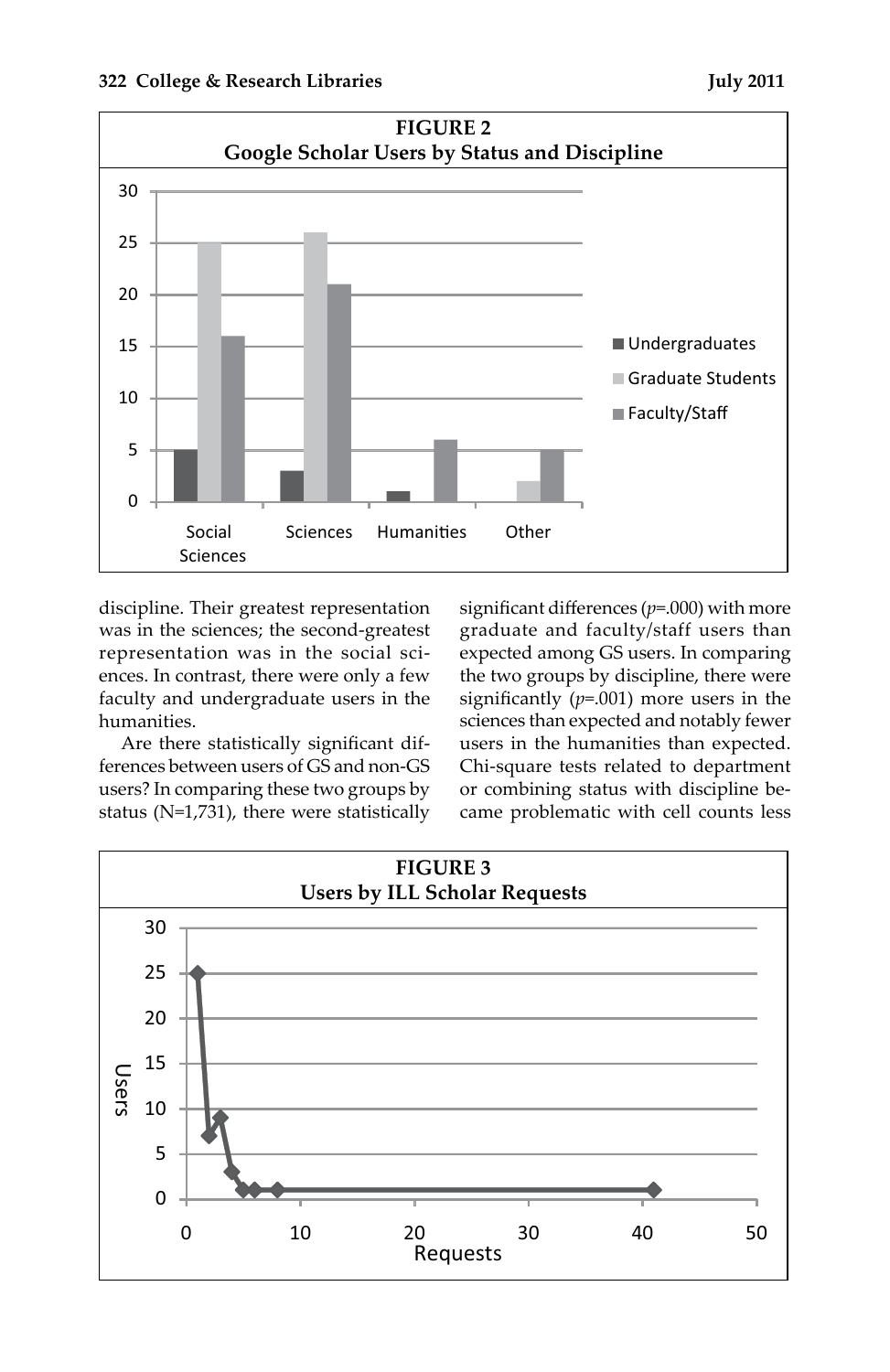**FIGURE 2**
**Google Scholar Users by Status and Discipline**

discipline. Their greatest representation was in the sciences; the second-greatest representation was in the social sciences. In contrast, there were only a few faculty and undergraduate users in the humanities.

Are there statistically significant differences between users of GS and non-GS users? In comparing these two groups by status (N=1,731), there were statistically significant differences (*p*=.000) with more graduate and faculty/staff users than expected among GS users. In comparing the two groups by discipline, there were significantly (*p*=.001) more users in the sciences than expected and notably fewer users in the humanities than expected. Chi-square tests related to department or combining status with discipline became problematic with cell counts less

**FIGURE 3**
**Users by ILL Scholar Requests**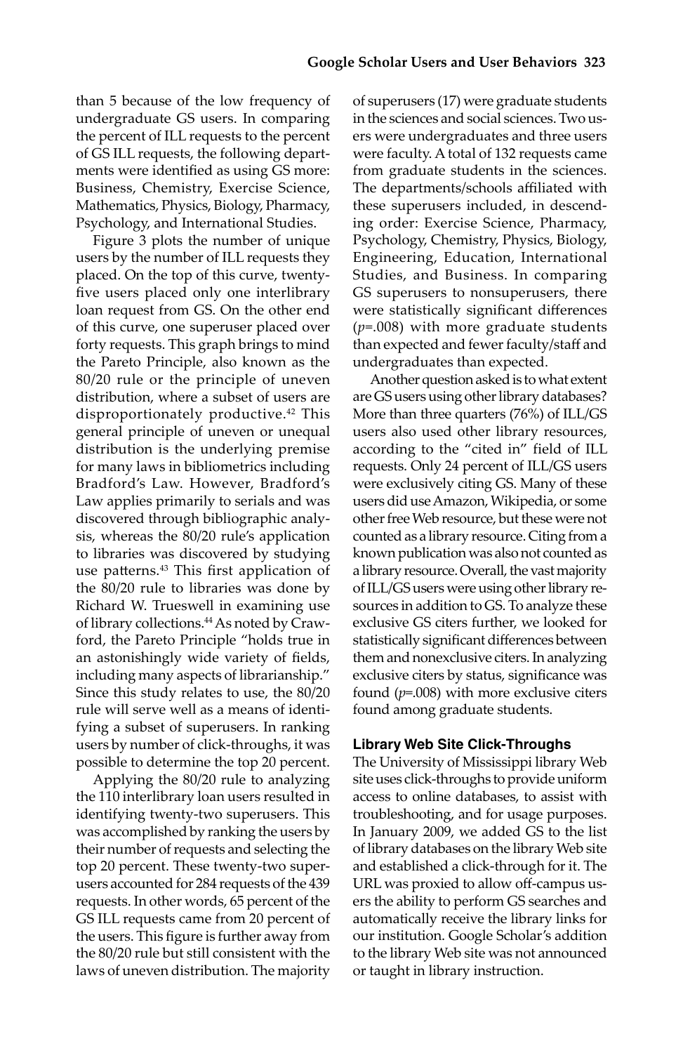than 5 because of the low frequency of undergraduate GS users. In comparing the percent of ILL requests to the percent of GS ILL requests, the following departments were identified as using GS more: Business, Chemistry, Exercise Science, Mathematics, Physics, Biology, Pharmacy, Psychology, and International Studies.

Figure 3 plots the number of unique users by the number of ILL requests they placed. On the top of this curve, twenty-five users placed only one interlibrary loan request from GS. On the other end of this curve, one superuser placed over forty requests. This graph brings to mind the Pareto Principle, also known as the 80/20 rule or the principle of uneven distribution, where a subset of users are disproportionately productive.[42] This general principle of uneven or unequal distribution is the underlying premise for many laws in bibliometrics including Bradford's Law. However, Bradford's Law applies primarily to serials and was discovered through bibliographic analysis, whereas the 80/20 rule's application to libraries was discovered by studying use patterns.[43] This first application of the 80/20 rule to libraries was done by Richard W. Trueswell in examining use of library collections.[44] As noted by Crawford, the Pareto Principle "holds true in an astonishingly wide variety of fields, including many aspects of librarianship." Since this study relates to use, the 80/20 rule will serve well as a means of identifying a subset of superusers. In ranking users by number of click-throughs, it was possible to determine the top 20 percent.

Applying the 80/20 rule to analyzing the 110 interlibrary loan users resulted in identifying twenty-two superusers. This was accomplished by ranking the users by their number of requests and selecting the top 20 percent. These twenty-two superusers accounted for 284 requests of the 439 requests. In other words, 65 percent of the GS ILL requests came from 20 percent of the users. This figure is further away from the 80/20 rule but still consistent with the laws of uneven distribution. The majority of superusers (17) were graduate students in the sciences and social sciences. Two users were undergraduates and three users were faculty. A total of 132 requests came from graduate students in the sciences. The departments/schools affiliated with these superusers included, in descending order: Exercise Science, Pharmacy, Psychology, Chemistry, Physics, Biology, Engineering, Education, International Studies, and Business. In comparing GS superusers to nonsuperusers, there were statistically significant differences ($p$=.008) with more graduate students than expected and fewer faculty/staff and undergraduates than expected.

Another question asked is to what extent are GS users using other library databases? More than three quarters (76%) of ILL/GS users also used other library resources, according to the "cited in" field of ILL requests. Only 24 percent of ILL/GS users were exclusively citing GS. Many of these users did use Amazon, Wikipedia, or some other free Web resource, but these were not counted as a library resource. Citing from a known publication was also not counted as a library resource. Overall, the vast majority of ILL/GS users were using other library resources in addition to GS. To analyze these exclusive GS citers further, we looked for statistically significant differences between them and nonexclusive citers. In analyzing exclusive citers by status, significance was found ($p$=.008) with more exclusive citers found among graduate students.

### Library Web Site Click-Throughs

The University of Mississippi library Web site uses click-throughs to provide uniform access to online databases, to assist with troubleshooting, and for usage purposes. In January 2009, we added GS to the list of library databases on the library Web site and established a click-through for it. The URL was proxied to allow off-campus users the ability to perform GS searches and automatically receive the library links for our institution. Google Scholar's addition to the library Web site was not announced or taught in library instruction.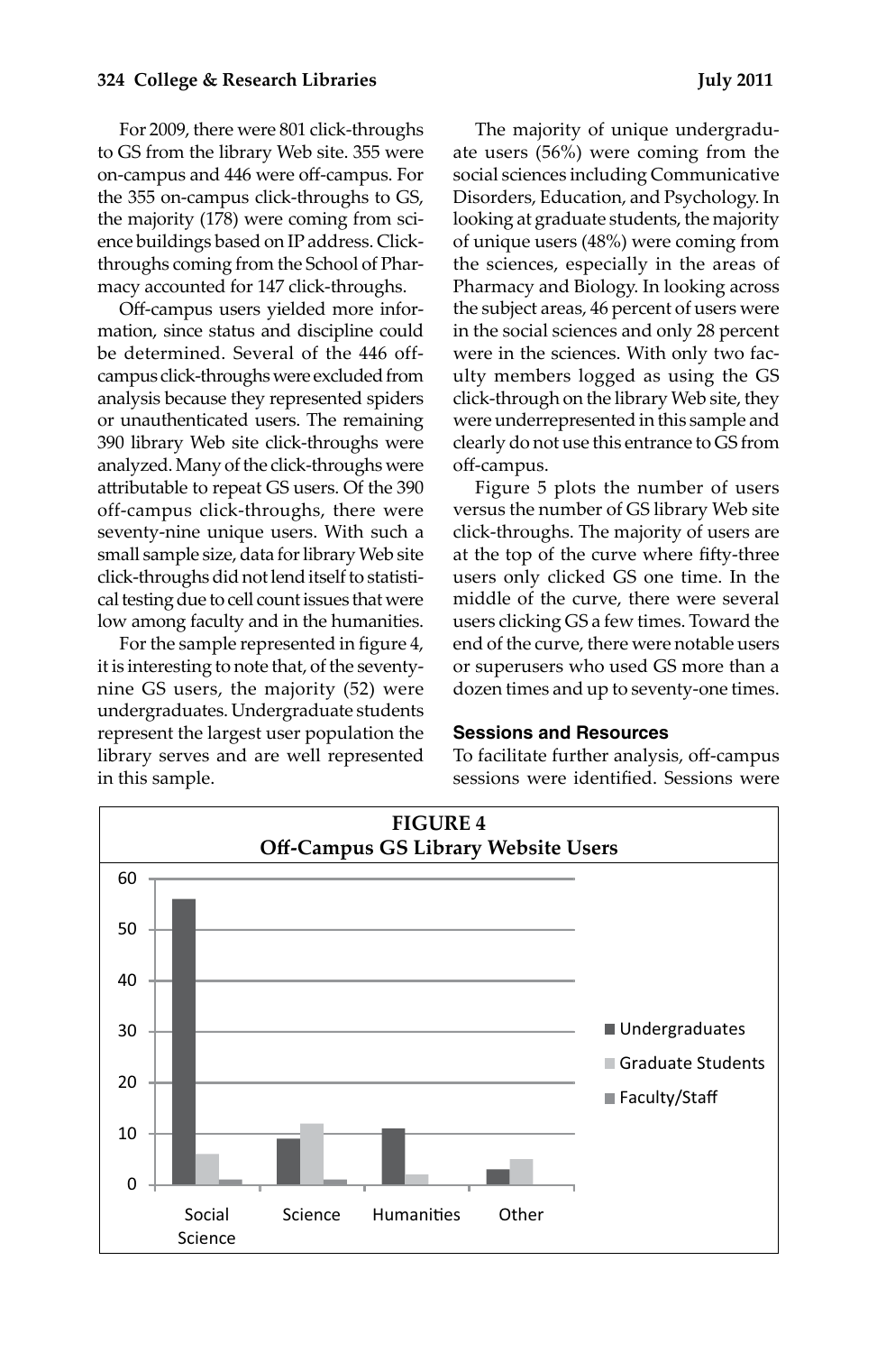For 2009, there were 801 click-throughs to GS from the library Web site. 355 were on-campus and 446 were off-campus. For the 355 on-campus click-throughs to GS, the majority (178) were coming from science buildings based on IP address. Click-throughs coming from the School of Pharmacy accounted for 147 click-throughs.

Off-campus users yielded more information, since status and discipline could be determined. Several of the 446 off-campus click-throughs were excluded from analysis because they represented spiders or unauthenticated users. The remaining 390 library Web site click-throughs were analyzed. Many of the click-throughs were attributable to repeat GS users. Of the 390 off-campus click-throughs, there were seventy-nine unique users. With such a small sample size, data for library Web site click-throughs did not lend itself to statistical testing due to cell count issues that were low among faculty and in the humanities.

For the sample represented in figure 4, it is interesting to note that, of the seventy-nine GS users, the majority (52) were undergraduates. Undergraduate students represent the largest user population the library serves and are well represented in this sample.

The majority of unique undergraduate users (56%) were coming from the social sciences including Communicative Disorders, Education, and Psychology. In looking at graduate students, the majority of unique users (48%) were coming from the sciences, especially in the areas of Pharmacy and Biology. In looking across the subject areas, 46 percent of users were in the social sciences and only 28 percent were in the sciences. With only two faculty members logged as using the GS click-through on the library Web site, they were underrepresented in this sample and clearly do not use this entrance to GS from off-campus.

Figure 5 plots the number of users versus the number of GS library Web site click-throughs. The majority of users are at the top of the curve where fifty-three users only clicked GS one time. In the middle of the curve, there were several users clicking GS a few times. Toward the end of the curve, there were notable users or superusers who used GS more than a dozen times and up to seventy-one times.

### Sessions and Resources

To facilitate further analysis, off-campus sessions were identified. Sessions were

**FIGURE 4**
**Off-Campus GS Library Website Users**

| | Undergraduates | Graduate Students | Faculty/Staff |
|---|---|---|---|
| Social Science | 56 | 6 | 1 |
| Science | 9 | 12 | 1 |
| Humanities | 11 | 2 | |
| Other | 3 | 5 | |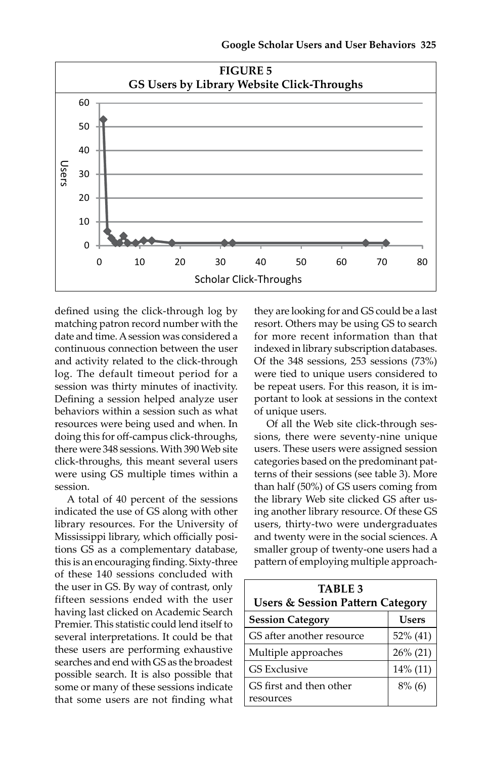**FIGURE 5**
**GS Users by Library Website Click-Throughs**

defined using the click-through log by matching patron record number with the date and time. A session was considered a continuous connection between the user and activity related to the click-through log. The default timeout period for a session was thirty minutes of inactivity. Defining a session helped analyze user behaviors within a session such as what resources were being used and when. In doing this for off-campus click-throughs, there were 348 sessions. With 390 Web site click-throughs, this meant several users were using GS multiple times within a session.

A total of 40 percent of the sessions indicated the use of GS along with other library resources. For the University of Mississippi library, which officially positions GS as a complementary database, this is an encouraging finding. Sixty-three of these 140 sessions concluded with the user in GS. By way of contrast, only fifteen sessions ended with the user having last clicked on Academic Search Premier. This statistic could lend itself to several interpretations. It could be that these users are performing exhaustive searches and end with GS as the broadest possible search. It is also possible that some or many of these sessions indicate that some users are not finding what they are looking for and GS could be a last resort. Others may be using GS to search for more recent information than that indexed in library subscription databases. Of the 348 sessions, 253 sessions (73%) were tied to unique users considered to be repeat users. For this reason, it is important to look at sessions in the context of unique users.

Of all the Web site click-through sessions, there were seventy-nine unique users. These users were assigned session categories based on the predominant patterns of their sessions (see table 3). More than half (50%) of GS users coming from the library Web site clicked GS after using another library resource. Of these GS users, thirty-two were undergraduates and twenty were in the social sciences. A smaller group of twenty-one users had a pattern of employing multiple approach-

**TABLE 3**
**Users & Session Pattern Category**

| Session Category | Users |
|---|---|
| GS after another resource | 52% (41) |
| Multiple approaches | 26% (21) |
| GS Exclusive | 14% (11) |
| GS first and then other resources | 8% (6) |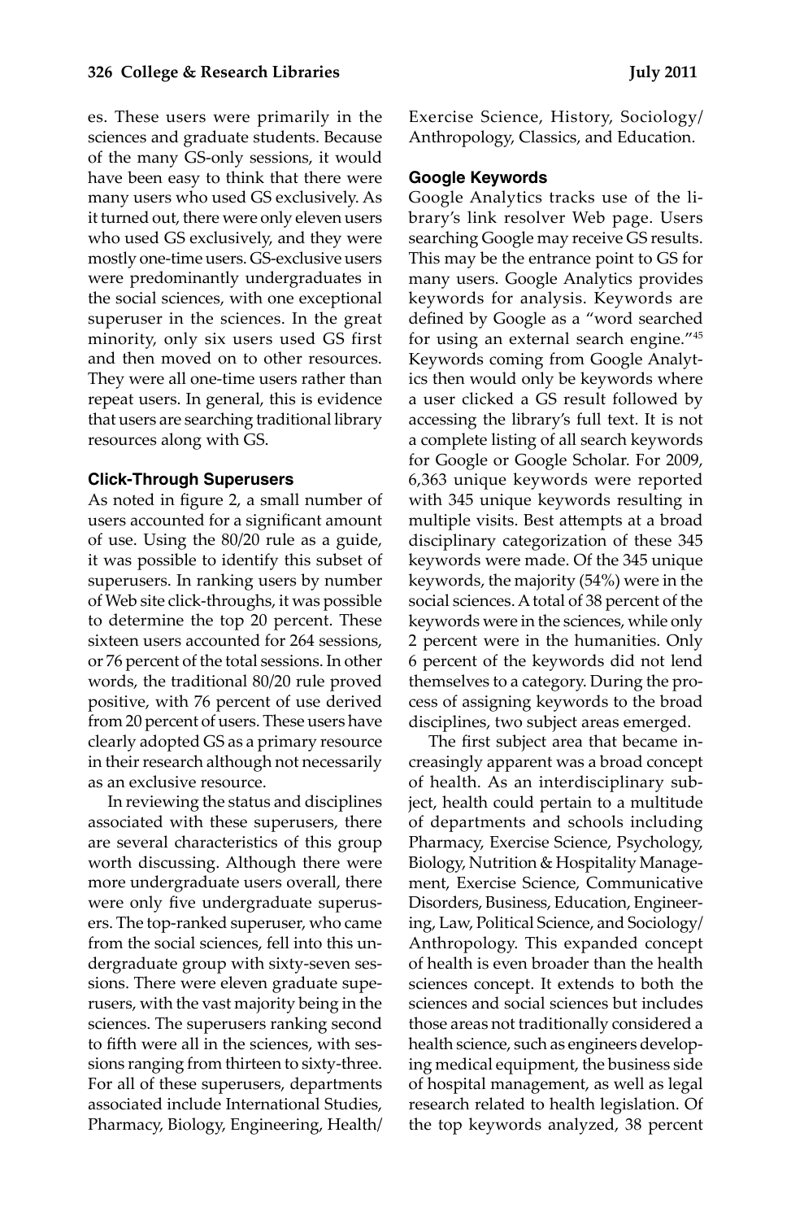es. These users were primarily in the sciences and graduate students. Because of the many GS-only sessions, it would have been easy to think that there were many users who used GS exclusively. As it turned out, there were only eleven users who used GS exclusively, and they were mostly one-time users. GS-exclusive users were predominantly undergraduates in the social sciences, with one exceptional superuser in the sciences. In the great minority, only six users used GS first and then moved on to other resources. They were all one-time users rather than repeat users. In general, this is evidence that users are searching traditional library resources along with GS.

### Click-Through Superusers

As noted in figure 2, a small number of users accounted for a significant amount of use. Using the 80/20 rule as a guide, it was possible to identify this subset of superusers. In ranking users by number of Web site click-throughs, it was possible to determine the top 20 percent. These sixteen users accounted for 264 sessions, or 76 percent of the total sessions. In other words, the traditional 80/20 rule proved positive, with 76 percent of use derived from 20 percent of users. These users have clearly adopted GS as a primary resource in their research although not necessarily as an exclusive resource.

In reviewing the status and disciplines associated with these superusers, there are several characteristics of this group worth discussing. Although there were more undergraduate users overall, there were only five undergraduate superusers. The top-ranked superuser, who came from the social sciences, fell into this undergraduate group with sixty-seven sessions. There were eleven graduate superusers, with the vast majority being in the sciences. The superusers ranking second to fifth were all in the sciences, with sessions ranging from thirteen to sixty-three. For all of these superusers, departments associated include International Studies, Pharmacy, Biology, Engineering, Health/Exercise Science, History, Sociology/Anthropology, Classics, and Education.

### Google Keywords

Google Analytics tracks use of the library's link resolver Web page. Users searching Google may receive GS results. This may be the entrance point to GS for many users. Google Analytics provides keywords for analysis. Keywords are defined by Google as a "word searched for using an external search engine."[45] Keywords coming from Google Analytics then would only be keywords where a user clicked a GS result followed by accessing the library's full text. It is not a complete listing of all search keywords for Google or Google Scholar. For 2009, 6,363 unique keywords were reported with 345 unique keywords resulting in multiple visits. Best attempts at a broad disciplinary categorization of these 345 keywords were made. Of the 345 unique keywords, the majority (54%) were in the social sciences. A total of 38 percent of the keywords were in the sciences, while only 2 percent were in the humanities. Only 6 percent of the keywords did not lend themselves to a category. During the process of assigning keywords to the broad disciplines, two subject areas emerged.

The first subject area that became increasingly apparent was a broad concept of health. As an interdisciplinary subject, health could pertain to a multitude of departments and schools including Pharmacy, Exercise Science, Psychology, Biology, Nutrition & Hospitality Management, Exercise Science, Communicative Disorders, Business, Education, Engineering, Law, Political Science, and Sociology/Anthropology. This expanded concept of health is even broader than the health sciences concept. It extends to both the sciences and social sciences but includes those areas not traditionally considered a health science, such as engineers developing medical equipment, the business side of hospital management, as well as legal research related to health legislation. Of the top keywords analyzed, 38 percent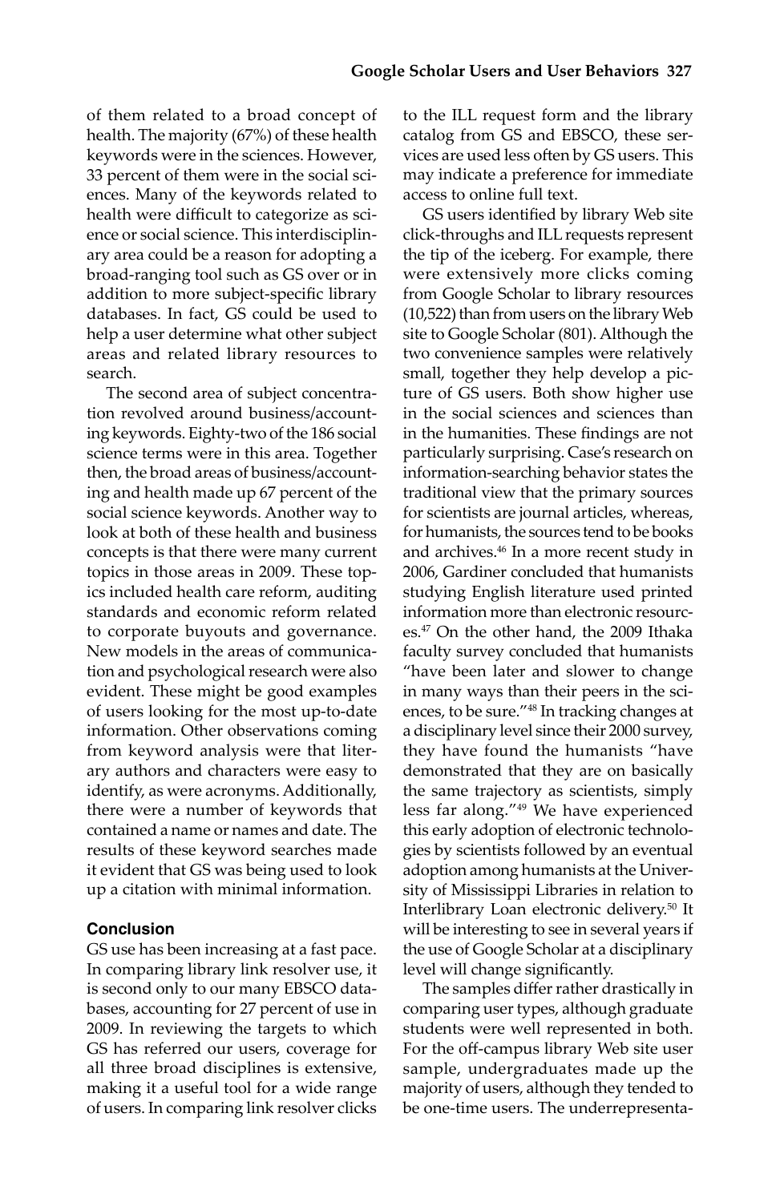of them related to a broad concept of health. The majority (67%) of these health keywords were in the sciences. However, 33 percent of them were in the social sciences. Many of the keywords related to health were difficult to categorize as science or social science. This interdisciplinary area could be a reason for adopting a broad-ranging tool such as GS over or in addition to more subject-specific library databases. In fact, GS could be used to help a user determine what other subject areas and related library resources to search.

The second area of subject concentration revolved around business/accounting keywords. Eighty-two of the 186 social science terms were in this area. Together then, the broad areas of business/accounting and health made up 67 percent of the social science keywords. Another way to look at both of these health and business concepts is that there were many current topics in those areas in 2009. These topics included health care reform, auditing standards and economic reform related to corporate buyouts and governance. New models in the areas of communication and psychological research were also evident. These might be good examples of users looking for the most up-to-date information. Other observations coming from keyword analysis were that literary authors and characters were easy to identify, as were acronyms. Additionally, there were a number of keywords that contained a name or names and date. The results of these keyword searches made it evident that GS was being used to look up a citation with minimal information.

## Conclusion

GS use has been increasing at a fast pace. In comparing library link resolver use, it is second only to our many EBSCO databases, accounting for 27 percent of use in 2009. In reviewing the targets to which GS has referred our users, coverage for all three broad disciplines is extensive, making it a useful tool for a wide range of users. In comparing link resolver clicks to the ILL request form and the library catalog from GS and EBSCO, these services are used less often by GS users. This may indicate a preference for immediate access to online full text.

GS users identified by library Web site click-throughs and ILL requests represent the tip of the iceberg. For example, there were extensively more clicks coming from Google Scholar to library resources (10,522) than from users on the library Web site to Google Scholar (801). Although the two convenience samples were relatively small, together they help develop a picture of GS users. Both show higher use in the social sciences and sciences than in the humanities. These findings are not particularly surprising. Case's research on information-searching behavior states the traditional view that the primary sources for scientists are journal articles, whereas, for humanists, the sources tend to be books and archives.[46] In a more recent study in 2006, Gardiner concluded that humanists studying English literature used printed information more than electronic resources.[47] On the other hand, the 2009 Ithaka faculty survey concluded that humanists "have been later and slower to change in many ways than their peers in the sciences, to be sure."[48] In tracking changes at a disciplinary level since their 2000 survey, they have found the humanists "have demonstrated that they are on basically the same trajectory as scientists, simply less far along."[49] We have experienced this early adoption of electronic technologies by scientists followed by an eventual adoption among humanists at the University of Mississippi Libraries in relation to Interlibrary Loan electronic delivery.[50] It will be interesting to see in several years if the use of Google Scholar at a disciplinary level will change significantly.

The samples differ rather drastically in comparing user types, although graduate students were well represented in both. For the off-campus library Web site user sample, undergraduates made up the majority of users, although they tended to be one-time users. The underrepresenta-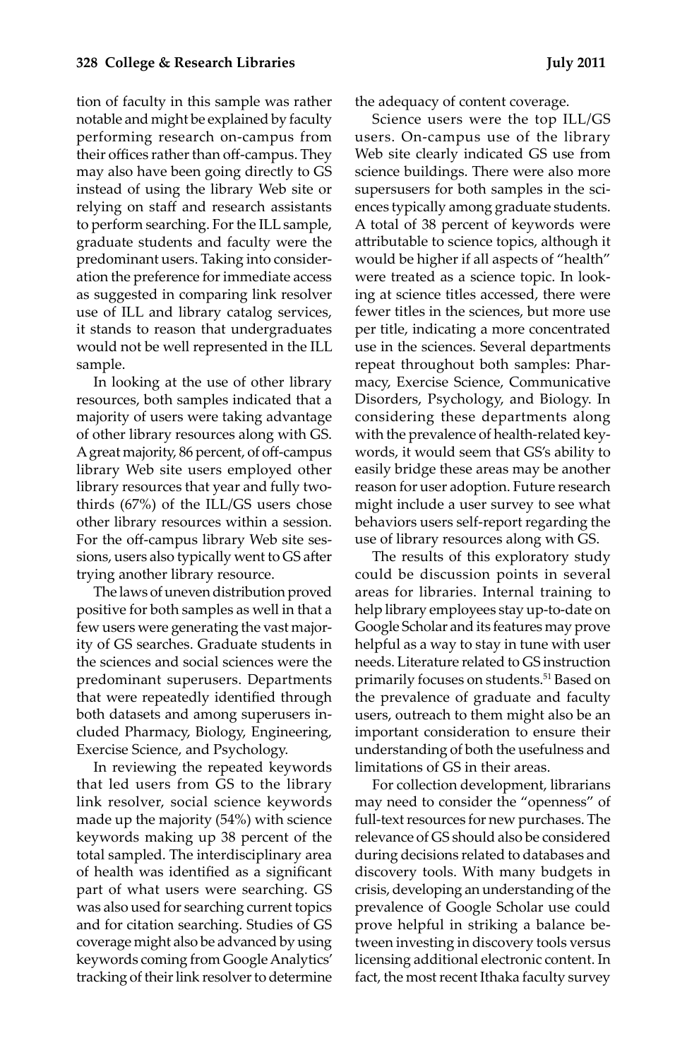tion of faculty in this sample was rather notable and might be explained by faculty performing research on-campus from their offices rather than off-campus. They may also have been going directly to GS instead of using the library Web site or relying on staff and research assistants to perform searching. For the ILL sample, graduate students and faculty were the predominant users. Taking into consideration the preference for immediate access as suggested in comparing link resolver use of ILL and library catalog services, it stands to reason that undergraduates would not be well represented in the ILL sample.

In looking at the use of other library resources, both samples indicated that a majority of users were taking advantage of other library resources along with GS. A great majority, 86 percent, of off-campus library Web site users employed other library resources that year and fully two-thirds (67%) of the ILL/GS users chose other library resources within a session. For the off-campus library Web site sessions, users also typically went to GS after trying another library resource.

The laws of uneven distribution proved positive for both samples as well in that a few users were generating the vast majority of GS searches. Graduate students in the sciences and social sciences were the predominant superusers. Departments that were repeatedly identified through both datasets and among superusers included Pharmacy, Biology, Engineering, Exercise Science, and Psychology.

In reviewing the repeated keywords that led users from GS to the library link resolver, social science keywords made up the majority (54%) with science keywords making up 38 percent of the total sampled. The interdisciplinary area of health was identified as a significant part of what users were searching. GS was also used for searching current topics and for citation searching. Studies of GS coverage might also be advanced by using keywords coming from Google Analytics' tracking of their link resolver to determine the adequacy of content coverage.

Science users were the top ILL/GS users. On-campus use of the library Web site clearly indicated GS use from science buildings. There were also more supersusers for both samples in the sciences typically among graduate students. A total of 38 percent of keywords were attributable to science topics, although it would be higher if all aspects of "health" were treated as a science topic. In looking at science titles accessed, there were fewer titles in the sciences, but more use per title, indicating a more concentrated use in the sciences. Several departments repeat throughout both samples: Pharmacy, Exercise Science, Communicative Disorders, Psychology, and Biology. In considering these departments along with the prevalence of health-related keywords, it would seem that GS's ability to easily bridge these areas may be another reason for user adoption. Future research might include a user survey to see what behaviors users self-report regarding the use of library resources along with GS.

The results of this exploratory study could be discussion points in several areas for libraries. Internal training to help library employees stay up-to-date on Google Scholar and its features may prove helpful as a way to stay in tune with user needs. Literature related to GS instruction primarily focuses on students.[51] Based on the prevalence of graduate and faculty users, outreach to them might also be an important consideration to ensure their understanding of both the usefulness and limitations of GS in their areas.

For collection development, librarians may need to consider the "openness" of full-text resources for new purchases. The relevance of GS should also be considered during decisions related to databases and discovery tools. With many budgets in crisis, developing an understanding of the prevalence of Google Scholar use could prove helpful in striking a balance between investing in discovery tools versus licensing additional electronic content. In fact, the most recent Ithaka faculty survey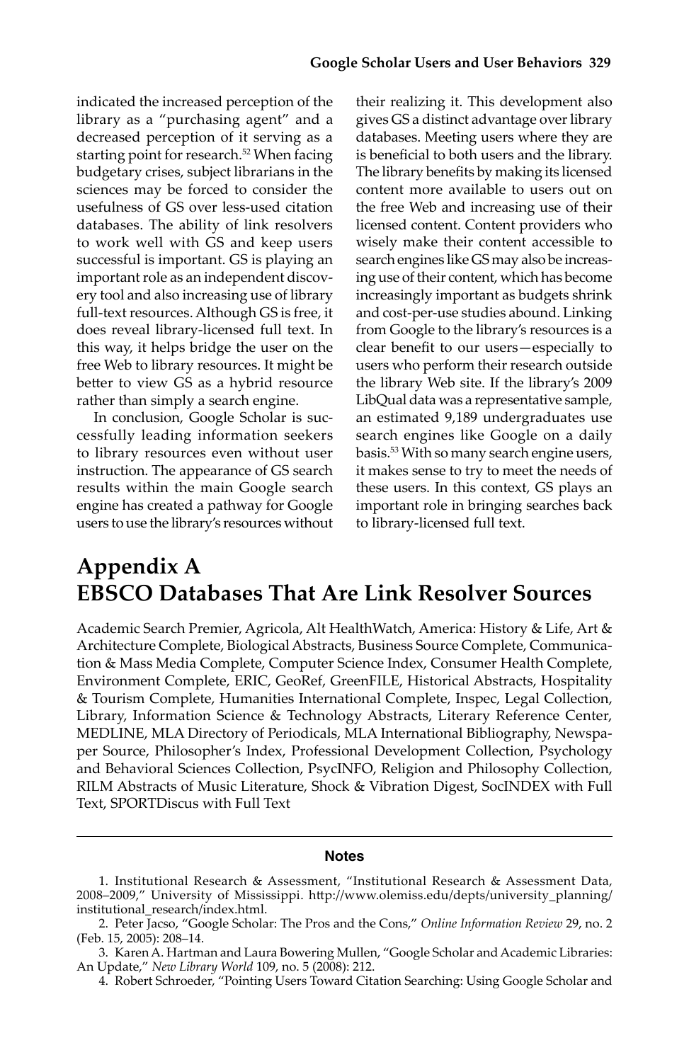indicated the increased perception of the library as a "purchasing agent" and a decreased perception of it serving as a starting point for research.[52] When facing budgetary crises, subject librarians in the sciences may be forced to consider the usefulness of GS over less-used citation databases. The ability of link resolvers to work well with GS and keep users successful is important. GS is playing an important role as an independent discovery tool and also increasing use of library full-text resources. Although GS is free, it does reveal library-licensed full text. In this way, it helps bridge the user on the free Web to library resources. It might be better to view GS as a hybrid resource rather than simply a search engine.

In conclusion, Google Scholar is successfully leading information seekers to library resources even without user instruction. The appearance of GS search results within the main Google search engine has created a pathway for Google users to use the library's resources without their realizing it. This development also gives GS a distinct advantage over library databases. Meeting users where they are is beneficial to both users and the library. The library benefits by making its licensed content more available to users out on the free Web and increasing use of their licensed content. Content providers who wisely make their content accessible to search engines like GS may also be increasing use of their content, which has become increasingly important as budgets shrink and cost-per-use studies abound. Linking from Google to the library's resources is a clear benefit to our users—especially to users who perform their research outside the library Web site. If the library's 2009 LibQual data was a representative sample, an estimated 9,189 undergraduates use search engines like Google on a daily basis.[53] With so many search engine users, it makes sense to try to meet the needs of these users. In this context, GS plays an important role in bringing searches back to library-licensed full text.

# Appendix A
# EBSCO Databases That Are Link Resolver Sources

Academic Search Premier, Agricola, Alt HealthWatch, America: History & Life, Art & Architecture Complete, Biological Abstracts, Business Source Complete, Communication & Mass Media Complete, Computer Science Index, Consumer Health Complete, Environment Complete, ERIC, GeoRef, GreenFILE, Historical Abstracts, Hospitality & Tourism Complete, Humanities International Complete, Inspec, Legal Collection, Library, Information Science & Technology Abstracts, Literary Reference Center, MEDLINE, MLA Directory of Periodicals, MLA International Bibliography, Newspaper Source, Philosopher's Index, Professional Development Collection, Psychology and Behavioral Sciences Collection, PsycINFO, Religion and Philosophy Collection, RILM Abstracts of Music Literature, Shock & Vibration Digest, SocINDEX with Full Text, SPORTDiscus with Full Text

## Notes

1. Institutional Research & Assessment, "Institutional Research & Assessment Data, 2008–2009," University of Mississippi. http://www.olemiss.edu/depts/university_planning/institutional_research/index.html.

2. Peter Jacso, "Google Scholar: The Pros and the Cons," *Online Information Review* 29, no. 2 (Feb. 15, 2005): 208–14.

3. Karen A. Hartman and Laura Bowering Mullen, "Google Scholar and Academic Libraries: An Update," *New Library World* 109, no. 5 (2008): 212.

4. Robert Schroeder, "Pointing Users Toward Citation Searching: Using Google Scholar and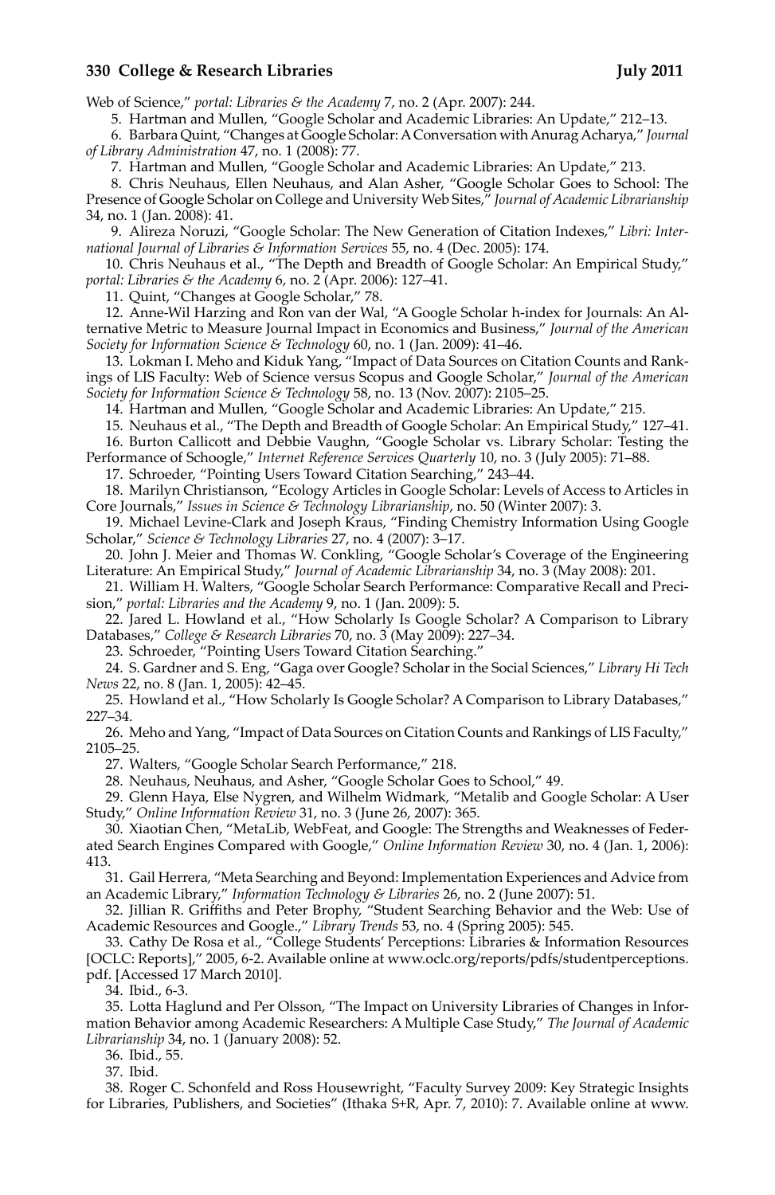Web of Science," *portal: Libraries & the Academy* 7, no. 2 (Apr. 2007): 244.

5. Hartman and Mullen, "Google Scholar and Academic Libraries: An Update," 212–13.

6. Barbara Quint, "Changes at Google Scholar: A Conversation with Anurag Acharya," *Journal of Library Administration* 47, no. 1 (2008): 77.

7. Hartman and Mullen, "Google Scholar and Academic Libraries: An Update," 213.

8. Chris Neuhaus, Ellen Neuhaus, and Alan Asher, "Google Scholar Goes to School: The Presence of Google Scholar on College and University Web Sites," *Journal of Academic Librarianship* 34, no. 1 (Jan. 2008): 41.

9. Alireza Noruzi, "Google Scholar: The New Generation of Citation Indexes," *Libri: International Journal of Libraries & Information Services* 55, no. 4 (Dec. 2005): 174.

10. Chris Neuhaus et al., "The Depth and Breadth of Google Scholar: An Empirical Study," *portal: Libraries & the Academy* 6, no. 2 (Apr. 2006): 127–41.

11. Quint, "Changes at Google Scholar," 78.

12. Anne-Wil Harzing and Ron van der Wal, "A Google Scholar h-index for Journals: An Alternative Metric to Measure Journal Impact in Economics and Business," *Journal of the American Society for Information Science & Technology* 60, no. 1 (Jan. 2009): 41–46.

13. Lokman I. Meho and Kiduk Yang, "Impact of Data Sources on Citation Counts and Rankings of LIS Faculty: Web of Science versus Scopus and Google Scholar," *Journal of the American Society for Information Science & Technology* 58, no. 13 (Nov. 2007): 2105–25.

14. Hartman and Mullen, "Google Scholar and Academic Libraries: An Update," 215.

15. Neuhaus et al., "The Depth and Breadth of Google Scholar: An Empirical Study," 127–41.

16. Burton Callicott and Debbie Vaughn, "Google Scholar vs. Library Scholar: Testing the Performance of Schoogle," *Internet Reference Services Quarterly* 10, no. 3 (July 2005): 71–88.

17. Schroeder, "Pointing Users Toward Citation Searching," 243–44.

18. Marilyn Christianson, "Ecology Articles in Google Scholar: Levels of Access to Articles in Core Journals," *Issues in Science & Technology Librarianship*, no. 50 (Winter 2007): 3.

19. Michael Levine-Clark and Joseph Kraus, "Finding Chemistry Information Using Google Scholar," *Science & Technology Libraries* 27, no. 4 (2007): 3–17.

20. John J. Meier and Thomas W. Conkling, "Google Scholar's Coverage of the Engineering Literature: An Empirical Study," *Journal of Academic Librarianship* 34, no. 3 (May 2008): 201.

21. William H. Walters, "Google Scholar Search Performance: Comparative Recall and Precision," *portal: Libraries and the Academy* 9, no. 1 (Jan. 2009): 5.

22. Jared L. Howland et al., "How Scholarly Is Google Scholar? A Comparison to Library Databases," *College & Research Libraries* 70, no. 3 (May 2009): 227–34.

23. Schroeder, "Pointing Users Toward Citation Searching."

24. S. Gardner and S. Eng, "Gaga over Google? Scholar in the Social Sciences," *Library Hi Tech News* 22, no. 8 (Jan. 1, 2005): 42–45.

25. Howland et al., "How Scholarly Is Google Scholar? A Comparison to Library Databases," 227–34.

26. Meho and Yang, "Impact of Data Sources on Citation Counts and Rankings of LIS Faculty," 2105–25.

27. Walters, "Google Scholar Search Performance," 218.

28. Neuhaus, Neuhaus, and Asher, "Google Scholar Goes to School," 49.

29. Glenn Haya, Else Nygren, and Wilhelm Widmark, "Metalib and Google Scholar: A User Study," *Online Information Review* 31, no. 3 (June 26, 2007): 365.

30. Xiaotian Chen, "MetaLib, WebFeat, and Google: The Strengths and Weaknesses of Federated Search Engines Compared with Google," *Online Information Review* 30, no. 4 (Jan. 1, 2006): 413.

31. Gail Herrera, "Meta Searching and Beyond: Implementation Experiences and Advice from an Academic Library," *Information Technology & Libraries* 26, no. 2 (June 2007): 51.

32. Jillian R. Griffiths and Peter Brophy, "Student Searching Behavior and the Web: Use of Academic Resources and Google.," *Library Trends* 53, no. 4 (Spring 2005): 545.

33. Cathy De Rosa et al., "College Students' Perceptions: Libraries & Information Resources [OCLC: Reports]," 2005, 6-2. Available online at www.oclc.org/reports/pdfs/studentperceptions.pdf. [Accessed 17 March 2010].

34. Ibid., 6-3.

35. Lotta Haglund and Per Olsson, "The Impact on University Libraries of Changes in Information Behavior among Academic Researchers: A Multiple Case Study," *The Journal of Academic Librarianship* 34, no. 1 (January 2008): 52.

36. Ibid., 55.

37. Ibid.

38. Roger C. Schonfeld and Ross Housewright, "Faculty Survey 2009: Key Strategic Insights for Libraries, Publishers, and Societies" (Ithaka S+R, Apr. 7, 2010): 7. Available online at www.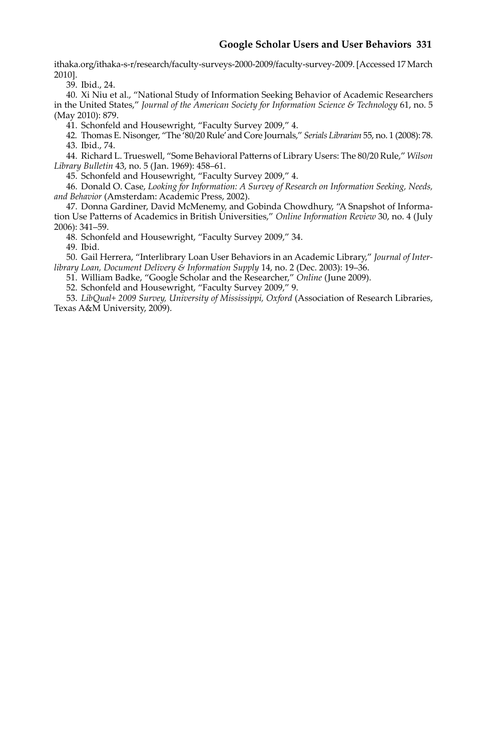ithaka.org/ithaka-s-r/research/faculty-surveys-2000-2009/faculty-survey-2009. [Accessed 17 March 2010].

39. Ibid., 24.

40. Xi Niu et al., "National Study of Information Seeking Behavior of Academic Researchers in the United States," *Journal of the American Society for Information Science & Technology* 61, no. 5 (May 2010): 879.

41. Schonfeld and Housewright, "Faculty Survey 2009," 4.

42. Thomas E. Nisonger, "The '80/20 Rule' and Core Journals," *Serials Librarian* 55, no. 1 (2008): 78.

43. Ibid., 74.

44. Richard L. Trueswell, "Some Behavioral Patterns of Library Users: The 80/20 Rule," *Wilson Library Bulletin* 43, no. 5 (Jan. 1969): 458–61.

45. Schonfeld and Housewright, "Faculty Survey 2009," 4.

46. Donald O. Case, *Looking for Information: A Survey of Research on Information Seeking, Needs, and Behavior* (Amsterdam: Academic Press, 2002).

47. Donna Gardiner, David McMenemy, and Gobinda Chowdhury, "A Snapshot of Information Use Patterns of Academics in British Universities," *Online Information Review* 30, no. 4 (July 2006): 341–59.

48. Schonfeld and Housewright, "Faculty Survey 2009," 34.

49. Ibid.

50. Gail Herrera, "Interlibrary Loan User Behaviors in an Academic Library," *Journal of Interlibrary Loan, Document Delivery & Information Supply* 14, no. 2 (Dec. 2003): 19–36.

51. William Badke, "Google Scholar and the Researcher," *Online* (June 2009).

52. Schonfeld and Housewright, "Faculty Survey 2009," 9.

53. *LibQual+ 2009 Survey, University of Mississippi, Oxford* (Association of Research Libraries, Texas A&M University, 2009).